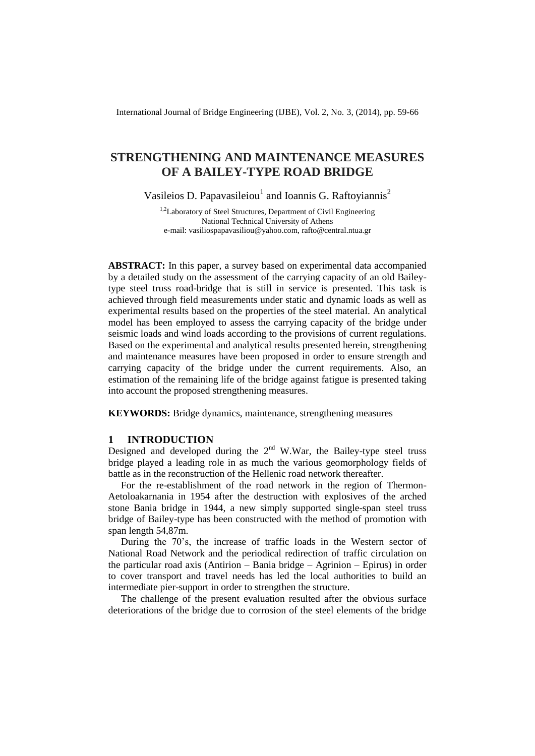# STRENGTHENING AND MAINTENANCE MEASURES OF A BAILEY-TYPE ROAD BRIDGE

Vasileios D. Papavasileiou[1] and Ioannis G. Raftoyiannis[2]

[1,2]Laboratory of Steel Structures, Department of Civil Engineering
National Technical University of Athens
e-mail: vasiliospapavasiliou@yahoo.com, rafto@central.ntua.gr

**ABSTRACT:** In this paper, a survey based on experimental data accompanied by a detailed study on the assessment of the carrying capacity of an old Bailey-type steel truss road-bridge that is still in service is presented. This task is achieved through field measurements under static and dynamic loads as well as experimental results based on the properties of the steel material. An analytical model has been employed to assess the carrying capacity of the bridge under seismic loads and wind loads according to the provisions of current regulations. Based on the experimental and analytical results presented herein, strengthening and maintenance measures have been proposed in order to ensure strength and carrying capacity of the bridge under the current requirements. Also, an estimation of the remaining life of the bridge against fatigue is presented taking into account the proposed strengthening measures.

**KEYWORDS:** Bridge dynamics, maintenance, strengthening measures

## 1 INTRODUCTION

Designed and developed during the 2nd W.War, the Bailey-type steel truss bridge played a leading role in as much the various geomorphology fields of battle as in the reconstruction of the Hellenic road network thereafter.

For the re-establishment of the road network in the region of Thermon-Aetoloakarnania in 1954 after the destruction with explosives of the arched stone Bania bridge in 1944, a new simply supported single-span steel truss bridge of Bailey-type has been constructed with the method of promotion with span length 54,87m.

During the 70's, the increase of traffic loads in the Western sector of National Road Network and the periodical redirection of traffic circulation on the particular road axis (Antirion – Bania bridge – Agrinion – Epirus) in order to cover transport and travel needs has led the local authorities to build an intermediate pier-support in order to strengthen the structure.

The challenge of the present evaluation resulted after the obvious surface deteriorations of the bridge due to corrosion of the steel elements of the bridge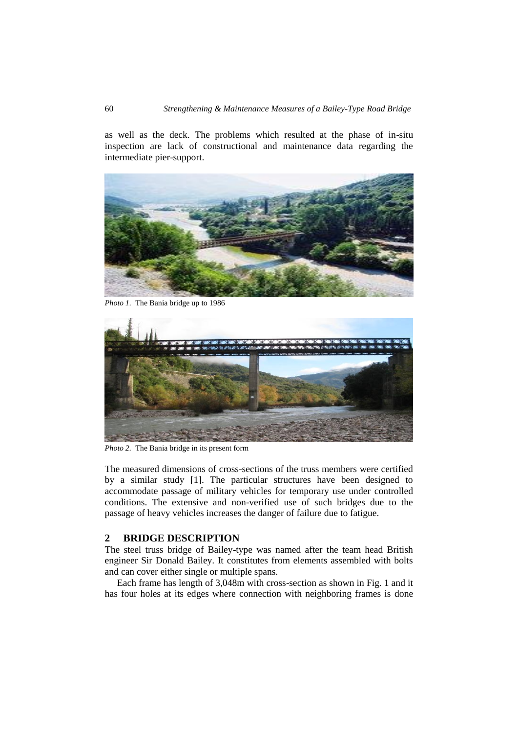as well as the deck. The problems which resulted at the phase of in-situ inspection are lack of constructional and maintenance data regarding the intermediate pier-support.

*Photo 1.* The Bania bridge up to 1986

*Photo 2.* The Bania bridge in its present form

The measured dimensions of cross-sections of the truss members were certified by a similar study [1]. The particular structures have been designed to accommodate passage of military vehicles for temporary use under controlled conditions. The extensive and non-verified use of such bridges due to the passage of heavy vehicles increases the danger of failure due to fatigue.

## 2 BRIDGE DESCRIPTION

The steel truss bridge of Bailey-type was named after the team head British engineer Sir Donald Bailey. It constitutes from elements assembled with bolts and can cover either single or multiple spans.

Each frame has length of 3,048m with cross-section as shown in Fig. 1 and it has four holes at its edges where connection with neighboring frames is done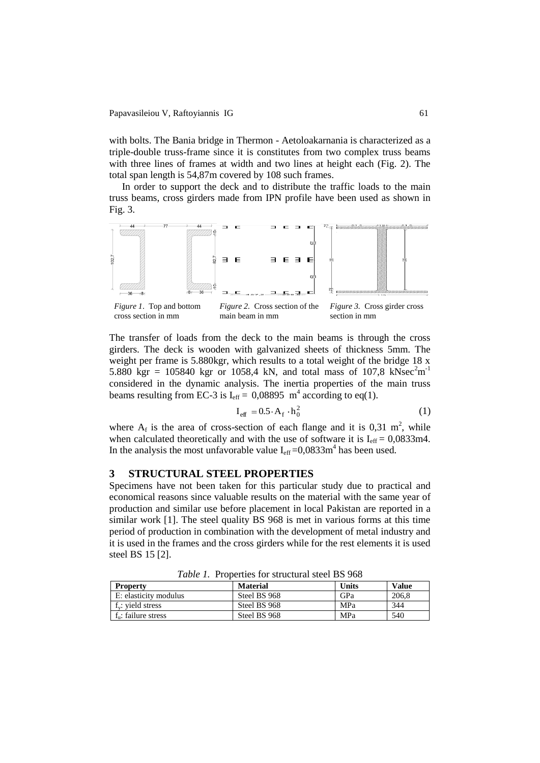with bolts. The Bania bridge in Thermon - Aetoloakarnania is characterized as a triple-double truss-frame since it is constitutes from two complex truss beams with three lines of frames at width and two lines at height each (Fig. 2). The total span length is 54,87m covered by 108 such frames.

In order to support the deck and to distribute the traffic loads to the main truss beams, cross girders made from IPN profile have been used as shown in Fig. 3.

*Figure 1.* Top and bottom cross section in mm

*Figure 2.* Cross section of the main beam in mm

*Figure 3.* Cross girder cross section in mm

The transfer of loads from the deck to the main beams is through the cross girders. The deck is wooden with galvanized sheets of thickness 5mm. The weight per frame is 5.880kgr, which results to a total weight of the bridge 18 x 5.880 kgr = 105840 kgr or 1058,4 kN, and total mass of 107,8 $kNsec^2m^{-1}$ considered in the dynamic analysis. The inertia properties of the main truss beams resulting from EC-3 is $I_{eff} =$ 0,08895 $m^4$ according to eq(1).

$$I_{eff} = 0.5 \cdot A_f \cdot h_0^2 \tag{1}$$

where $A_f$ is the area of cross-section of each flange and it is 0,31 $m^2$, while when calculated theoretically and with the use of software it is $I_{eff}$ = 0,0833m4. In the analysis the most unfavorable value $I_{eff}$ =0,0833$m^4$ has been used.

## 3 STRUCTURAL STEEL PROPERTIES

Specimens have not been taken for this particular study due to practical and economical reasons since valuable results on the material with the same year of production and similar use before placement in local Pakistan are reported in a similar work [1]. The steel quality BS 968 is met in various forms at this time period of production in combination with the development of metal industry and it is used in the frames and the cross girders while for the rest elements it is used steel BS 15 [2].

*Table 1.* Properties for structural steel BS 968

| Property | Material | Units | Value |
|---|---|---|---|
| E: elasticity modulus | Steel BS 968 | GPa | 206,8 |
| $f_y$: yield stress | Steel BS 968 | MPa | 344 |
| $f_u$: failure stress | Steel BS 968 | MPa | 540 |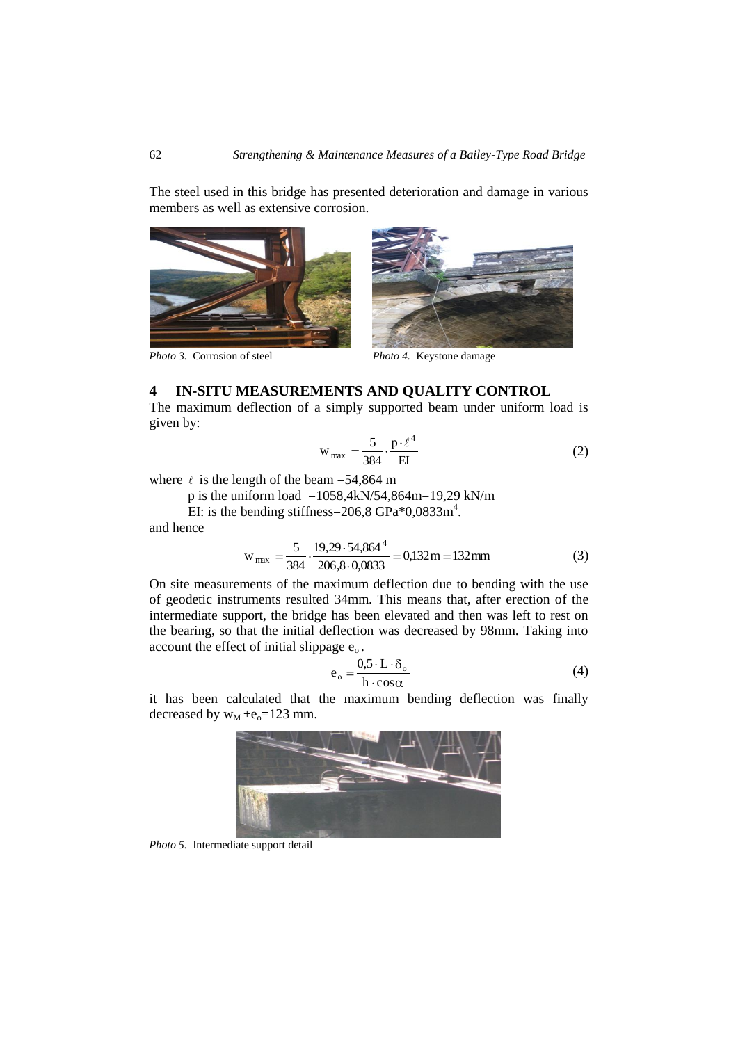The steel used in this bridge has presented deterioration and damage in various members as well as extensive corrosion.

*Photo 3.* Corrosion of steel

*Photo 4.* Keystone damage

## 4 IN-SITU MEASUREMENTS AND QUALITY CONTROL

The maximum deflection of a simply supported beam under uniform load is given by:

$$w_{max} = \frac{5}{384} \cdot \frac{p \cdot \ell^4}{EI} \tag{2}$$

where $\ell$ is the length of the beam =54,864 m

p is the uniform load =1058,4kN/54,864m=19,29 kN/m

EI: is the bending stiffness=206,8 GPa*0,0833m$^4$.

and hence

$$w_{max} = \frac{5}{384} \cdot \frac{19{,}29 \cdot 54{,}864^4}{206{,}8 \cdot 0{,}0833} = 0{,}132\,\text{m} = 132\,\text{mm} \tag{3}$$

On site measurements of the maximum deflection due to bending with the use of geodetic instruments resulted 34mm. This means that, after erection of the intermediate support, the bridge has been elevated and then was left to rest on the bearing, so that the initial deflection was decreased by 98mm. Taking into account the effect of initial slippage $e_o$.

$$e_o = \frac{0{,}5 \cdot L \cdot \delta_o}{h \cdot \cos\alpha} \tag{4}$$

it has been calculated that the maximum bending deflection was finally decreased by $w_M + e_o$=123 mm.

*Photo 5.* Intermediate support detail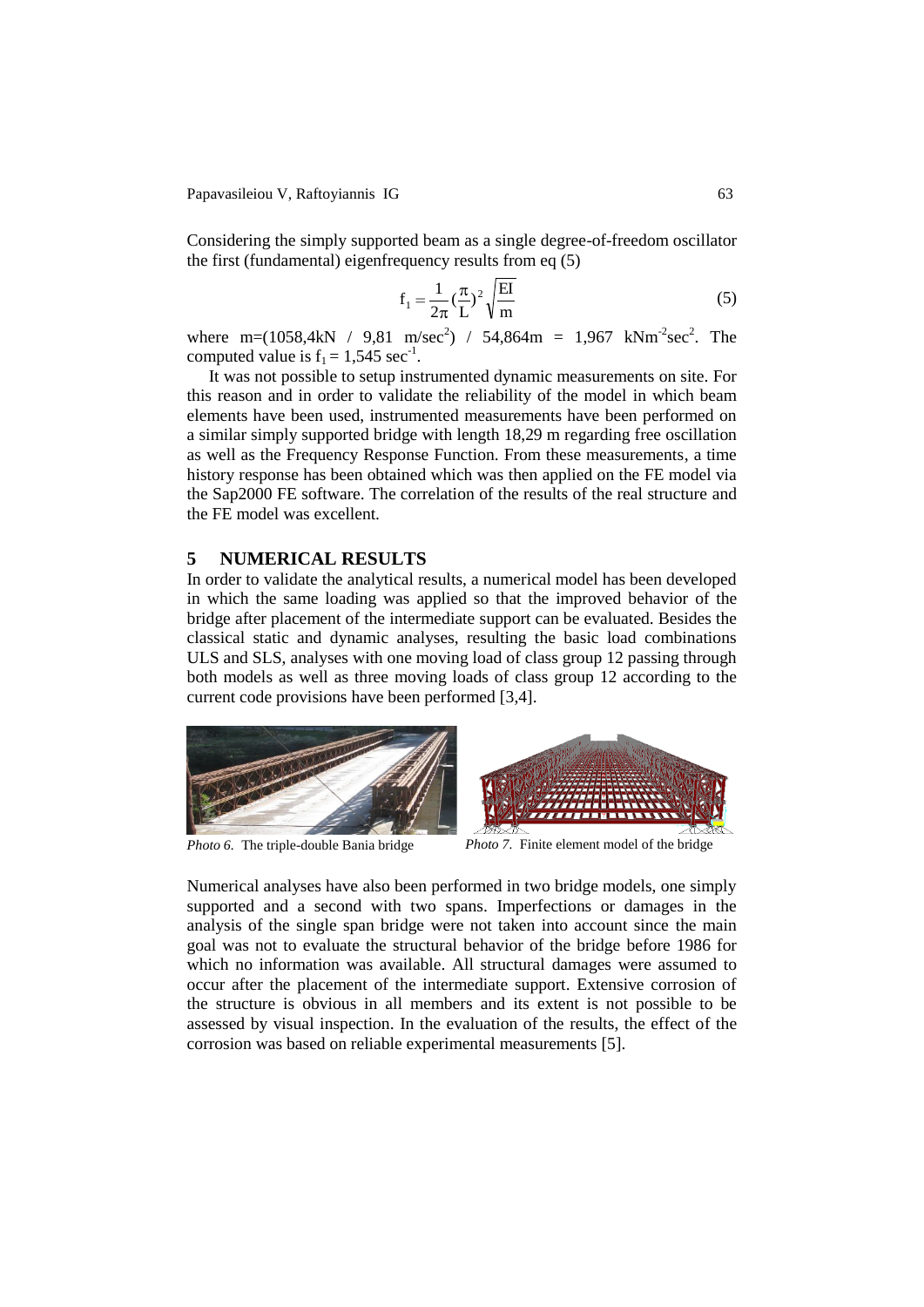Considering the simply supported beam as a single degree-of-freedom oscillator the first (fundamental) eigenfrequency results from eq (5)

$$f_1 = \frac{1}{2\pi}\left(\frac{\pi}{L}\right)^2 \sqrt{\frac{EI}{m}} \tag{5}$$

where m=(1058,4kN / 9,81 m/sec$^2$) / 54,864m = 1,967 kNm$^{-2}$sec$^2$. The computed value is $f_1 = 1{,}545$ sec$^{-1}$.

It was not possible to setup instrumented dynamic measurements on site. For this reason and in order to validate the reliability of the model in which beam elements have been used, instrumented measurements have been performed on a similar simply supported bridge with length 18,29 m regarding free oscillation as well as the Frequency Response Function. From these measurements, a time history response has been obtained which was then applied on the FE model via the Sap2000 FE software. The correlation of the results of the real structure and the FE model was excellent.

## 5 NUMERICAL RESULTS

In order to validate the analytical results, a numerical model has been developed in which the same loading was applied so that the improved behavior of the bridge after placement of the intermediate support can be evaluated. Besides the classical static and dynamic analyses, resulting the basic load combinations ULS and SLS, analyses with one moving load of class group 12 passing through both models as well as three moving loads of class group 12 according to the current code provisions have been performed [3,4].

*Photo 6.* The triple-double Bania bridge

*Photo 7.* Finite element model of the bridge

Numerical analyses have also been performed in two bridge models, one simply supported and a second with two spans. Imperfections or damages in the analysis of the single span bridge were not taken into account since the main goal was not to evaluate the structural behavior of the bridge before 1986 for which no information was available. All structural damages were assumed to occur after the placement of the intermediate support. Extensive corrosion of the structure is obvious in all members and its extent is not possible to be assessed by visual inspection. In the evaluation of the results, the effect of the corrosion was based on reliable experimental measurements [5].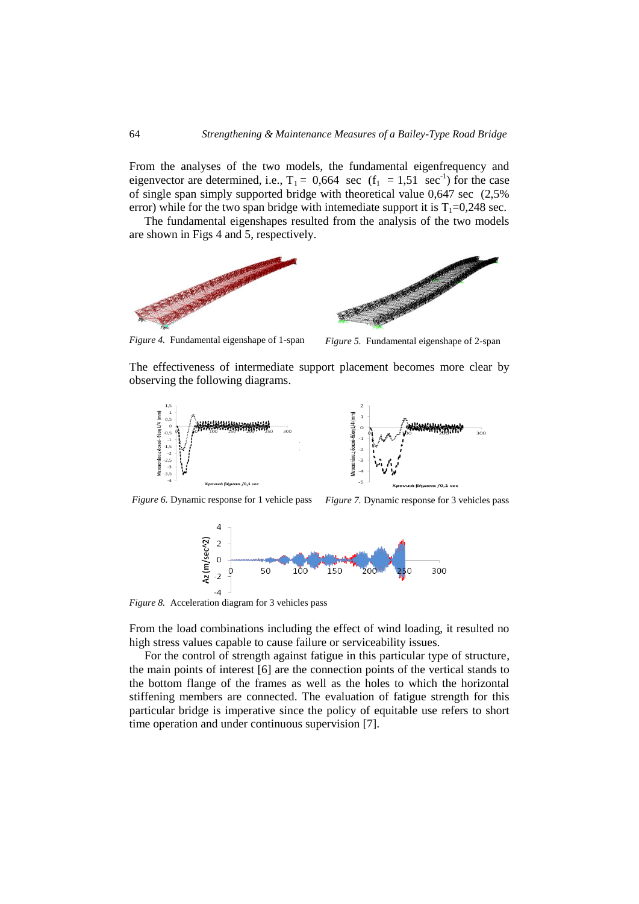From the analyses of the two models, the fundamental eigenfrequency and eigenvector are determined, i.e., $T_1 = 0{,}664$ sec ($f_1 = 1{,}51$ sec$^{-1}$) for the case of single span simply supported bridge with theoretical value 0,647 sec (2,5% error) while for the two span bridge with intemediate support it is $T_1$=0,248 sec.

The fundamental eigenshapes resulted from the analysis of the two models are shown in Figs 4 and 5, respectively.

*Figure 4.* Fundamental eigenshape of 1-span

*Figure 5.* Fundamental eigenshape of 2-span

The effectiveness of intermediate support placement becomes more clear by observing the following diagrams.

*Figure 6.* Dynamic response for 1 vehicle pass

*Figure 7.* Dynamic response for 3 vehicles pass

*Figure 8.* Acceleration diagram for 3 vehicles pass

From the load combinations including the effect of wind loading, it resulted no high stress values capable to cause failure or serviceability issues.

For the control of strength against fatigue in this particular type of structure, the main points of interest [6] are the connection points of the vertical stands to the bottom flange of the frames as well as the holes to which the horizontal stiffening members are connected. The evaluation of fatigue strength for this particular bridge is imperative since the policy of equitable use refers to short time operation and under continuous supervision [7].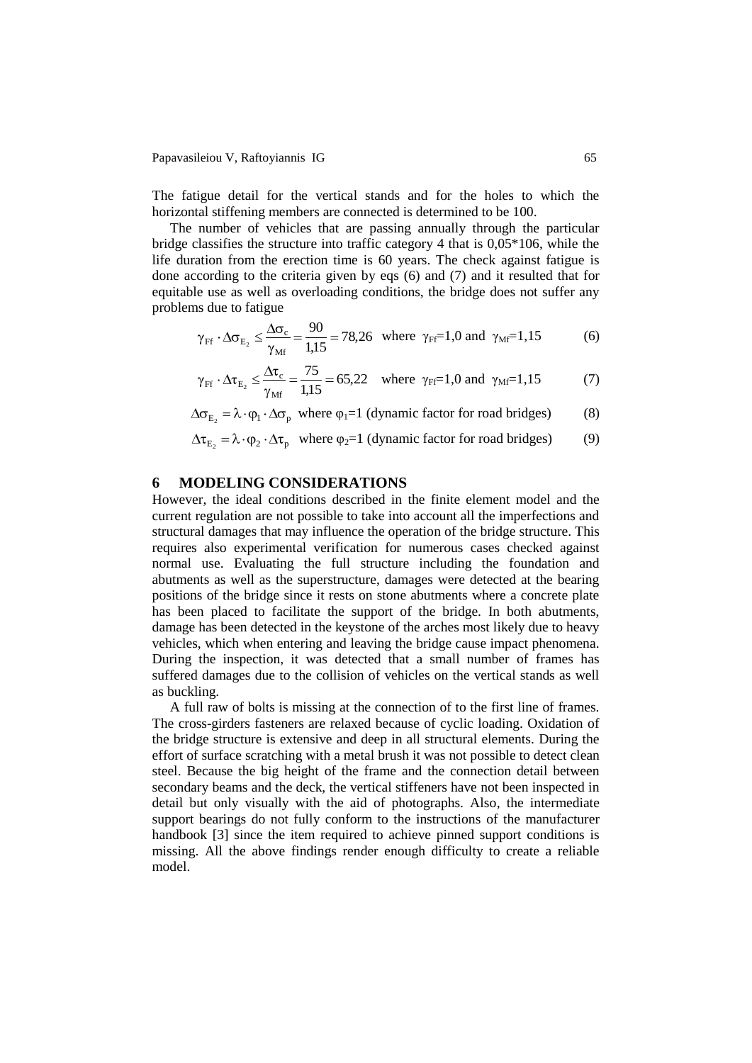The fatigue detail for the vertical stands and for the holes to which the horizontal stiffening members are connected is determined to be 100.

The number of vehicles that are passing annually through the particular bridge classifies the structure into traffic category 4 that is 0,05*106, while the life duration from the erection time is 60 years. The check against fatigue is done according to the criteria given by eqs (6) and (7) and it resulted that for equitable use as well as overloading conditions, the bridge does not suffer any problems due to fatigue

$$\gamma_{Ff} \cdot \Delta\sigma_{E_2} \leq \frac{\Delta\sigma_c}{\gamma_{Mf}} = \frac{90}{1{,}15} = 78{,}26 \quad \text{where } \gamma_{Ff}=1{,}0 \text{ and } \gamma_{Mf}=1{,}15 \tag{6}$$

$$\gamma_{Ff} \cdot \Delta\tau_{E_2} \leq \frac{\Delta\tau_c}{\gamma_{Mf}} = \frac{75}{1{,}15} = 65{,}22 \quad \text{where } \gamma_{Ff}=1{,}0 \text{ and } \gamma_{Mf}=1{,}15 \tag{7}$$

$$\Delta\sigma_{E_2} = \lambda \cdot \varphi_1 \cdot \Delta\sigma_p \quad \text{where } \varphi_1=1 \text{ (dynamic factor for road bridges)} \tag{8}$$

$$\Delta\tau_{E_2} = \lambda \cdot \varphi_2 \cdot \Delta\tau_p \quad \text{where } \varphi_2=1 \text{ (dynamic factor for road bridges)} \tag{9}$$

## 6 MODELING CONSIDERATIONS

However, the ideal conditions described in the finite element model and the current regulation are not possible to take into account all the imperfections and structural damages that may influence the operation of the bridge structure. This requires also experimental verification for numerous cases checked against normal use. Evaluating the full structure including the foundation and abutments as well as the superstructure, damages were detected at the bearing positions of the bridge since it rests on stone abutments where a concrete plate has been placed to facilitate the support of the bridge. In both abutments, damage has been detected in the keystone of the arches most likely due to heavy vehicles, which when entering and leaving the bridge cause impact phenomena. During the inspection, it was detected that a small number of frames has suffered damages due to the collision of vehicles on the vertical stands as well as buckling.

A full raw of bolts is missing at the connection of to the first line of frames. The cross-girders fasteners are relaxed because of cyclic loading. Oxidation of the bridge structure is extensive and deep in all structural elements. During the effort of surface scratching with a metal brush it was not possible to detect clean steel. Because the big height of the frame and the connection detail between secondary beams and the deck, the vertical stiffeners have not been inspected in detail but only visually with the aid of photographs. Also, the intermediate support bearings do not fully conform to the instructions of the manufacturer handbook [3] since the item required to achieve pinned support conditions is missing. All the above findings render enough difficulty to create a reliable model.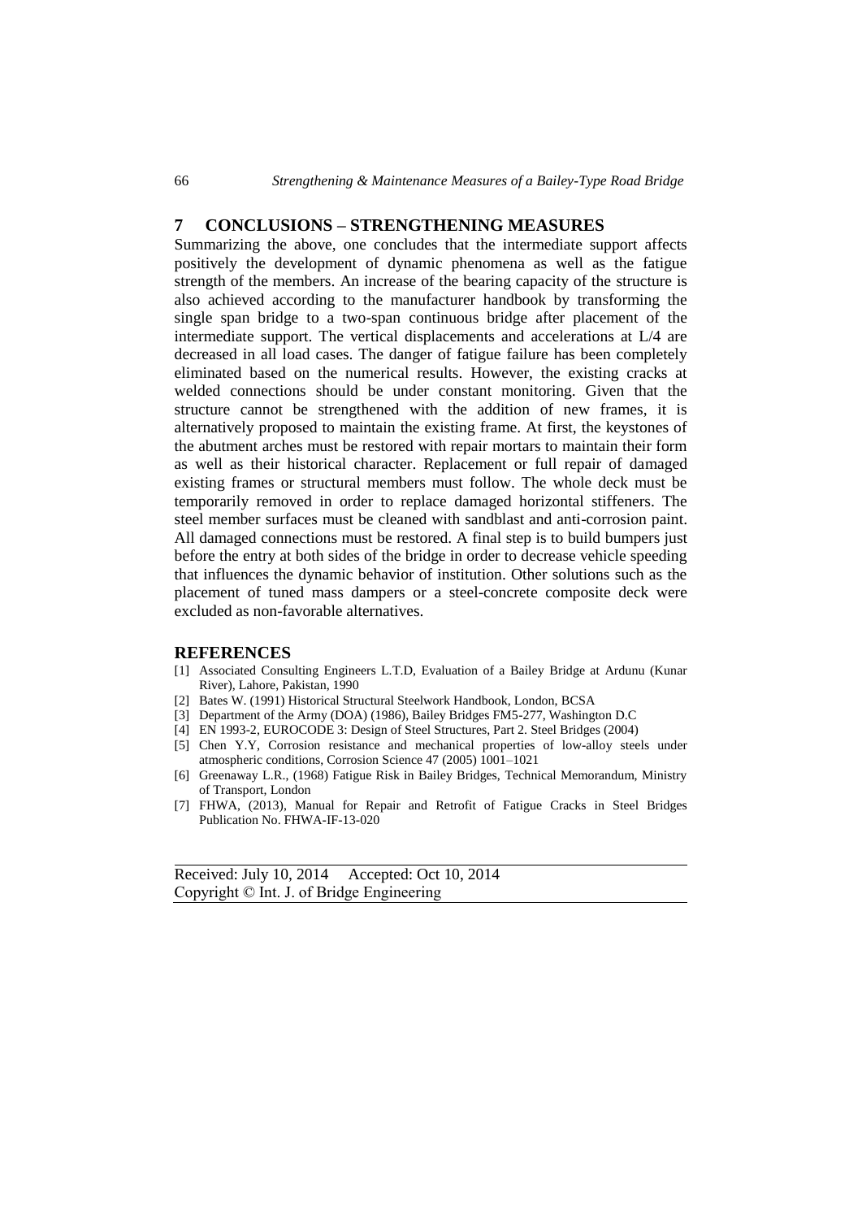## 7 CONCLUSIONS – STRENGTHENING MEASURES

Summarizing the above, one concludes that the intermediate support affects positively the development of dynamic phenomena as well as the fatigue strength of the members. An increase of the bearing capacity of the structure is also achieved according to the manufacturer handbook by transforming the single span bridge to a two-span continuous bridge after placement of the intermediate support. The vertical displacements and accelerations at L/4 are decreased in all load cases. The danger of fatigue failure has been completely eliminated based on the numerical results. However, the existing cracks at welded connections should be under constant monitoring. Given that the structure cannot be strengthened with the addition of new frames, it is alternatively proposed to maintain the existing frame. At first, the keystones of the abutment arches must be restored with repair mortars to maintain their form as well as their historical character. Replacement or full repair of damaged existing frames or structural members must follow. The whole deck must be temporarily removed in order to replace damaged horizontal stiffeners. The steel member surfaces must be cleaned with sandblast and anti-corrosion paint. All damaged connections must be restored. A final step is to build bumpers just before the entry at both sides of the bridge in order to decrease vehicle speeding that influences the dynamic behavior of institution. Other solutions such as the placement of tuned mass dampers or a steel-concrete composite deck were excluded as non-favorable alternatives.

## REFERENCES

[1] Associated Consulting Engineers L.T.D, Evaluation of a Bailey Bridge at Ardunu (Kunar River), Lahore, Pakistan, 1990

[2] Bates W. (1991) Historical Structural Steelwork Handbook, London, BCSA

[3] Department of the Army (DOA) (1986), Bailey Bridges FM5-277, Washington D.C

[4] EN 1993-2, EUROCODE 3: Design of Steel Structures, Part 2. Steel Bridges (2004)

[5] Chen Y.Y, Corrosion resistance and mechanical properties of low-alloy steels under atmospheric conditions, Corrosion Science 47 (2005) 1001–1021

[6] Greenaway L.R., (1968) Fatigue Risk in Bailey Bridges, Technical Memorandum, Ministry of Transport, London

[7] FHWA, (2013), Manual for Repair and Retrofit of Fatigue Cracks in Steel Bridges Publication No. FHWA-IF-13-020

Received: July 10, 2014 Accepted: Oct 10, 2014
Copyright © Int. J. of Bridge Engineering